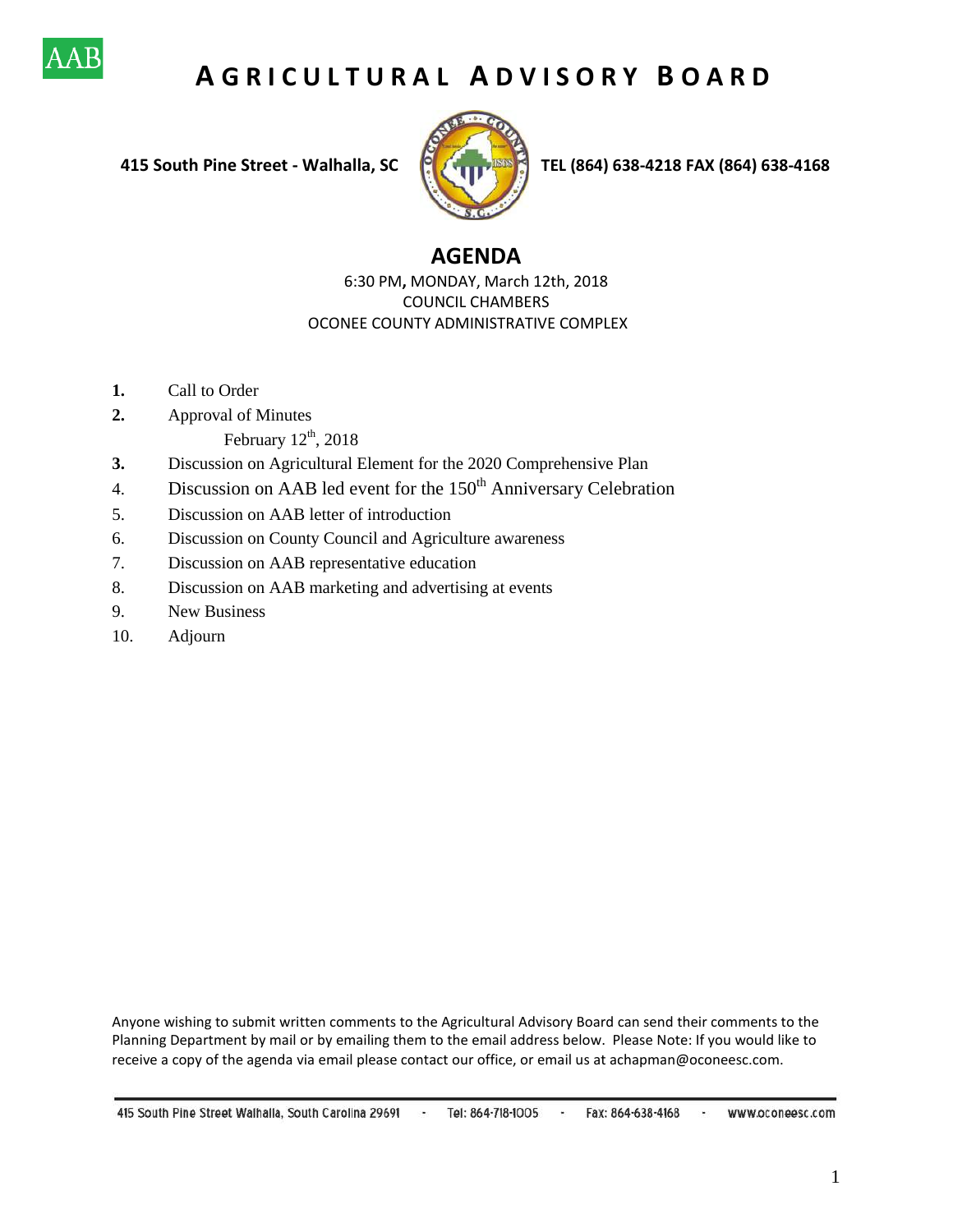AAB

# AGRICULTURAL ADVISORY BOARD

**415 South Pine Street - Walhalla, SC** **TEL (864) 638-4218 FAX (864) 638-4168**

## AGENDA

6:30 PM, MONDAY, March 12th, 2018
COUNCIL CHAMBERS
OCONEE COUNTY ADMINISTRATIVE COMPLEX

**1.** Call to Order

**2.** Approval of Minutes
   February 12th, 2018

**3.** Discussion on Agricultural Element for the 2020 Comprehensive Plan

4. Discussion on AAB led event for the 150th Anniversary Celebration

5. Discussion on AAB letter of introduction

6. Discussion on County Council and Agriculture awareness

7. Discussion on AAB representative education

8. Discussion on AAB marketing and advertising at events

9. New Business

10. Adjourn

Anyone wishing to submit written comments to the Agricultural Advisory Board can send their comments to the Planning Department by mail or by emailing them to the email address below. Please Note: If you would like to receive a copy of the agenda via email please contact our office, or email us at achapman@oconeesc.com.

415 South Pine Street Walhalla, South Carolina 29691 - Tel: 864-718-1005 - Fax: 864-638-4168 - www.oconeesc.com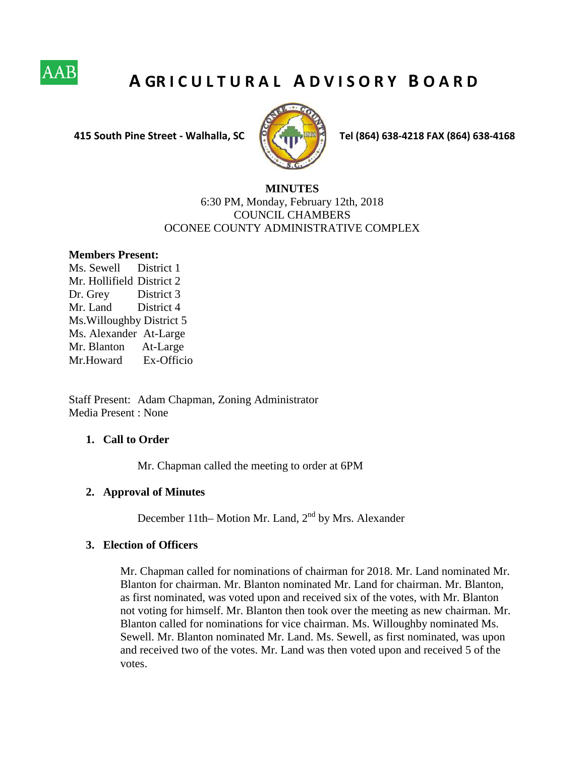AAB

# AGRICULTURAL ADVISORY BOARD

**415 South Pine Street - Walhalla, SC** **Tel (864) 638-4218 FAX (864) 638-4168**

**MINUTES**
6:30 PM, Monday, February 12th, 2018
COUNCIL CHAMBERS
OCONEE COUNTY ADMINISTRATIVE COMPLEX

**Members Present:**
Ms. Sewell District 1
Mr. Hollifield District 2
Dr. Grey District 3
Mr. Land District 4
Ms.Willoughby District 5
Ms. Alexander At-Large
Mr. Blanton At-Large
Mr.Howard Ex-Officio

Staff Present: Adam Chapman, Zoning Administrator
Media Present : None

1. **Call to Order**

   Mr. Chapman called the meeting to order at 6PM

2. **Approval of Minutes**

   December 11th– Motion Mr. Land, 2nd by Mrs. Alexander

3. **Election of Officers**

   Mr. Chapman called for nominations of chairman for 2018. Mr. Land nominated Mr. Blanton for chairman. Mr. Blanton nominated Mr. Land for chairman. Mr. Blanton, as first nominated, was voted upon and received six of the votes, with Mr. Blanton not voting for himself. Mr. Blanton then took over the meeting as new chairman. Mr. Blanton called for nominations for vice chairman. Ms. Willoughby nominated Ms. Sewell. Mr. Blanton nominated Mr. Land. Ms. Sewell, as first nominated, was upon and received two of the votes. Mr. Land was then voted upon and received 5 of the votes.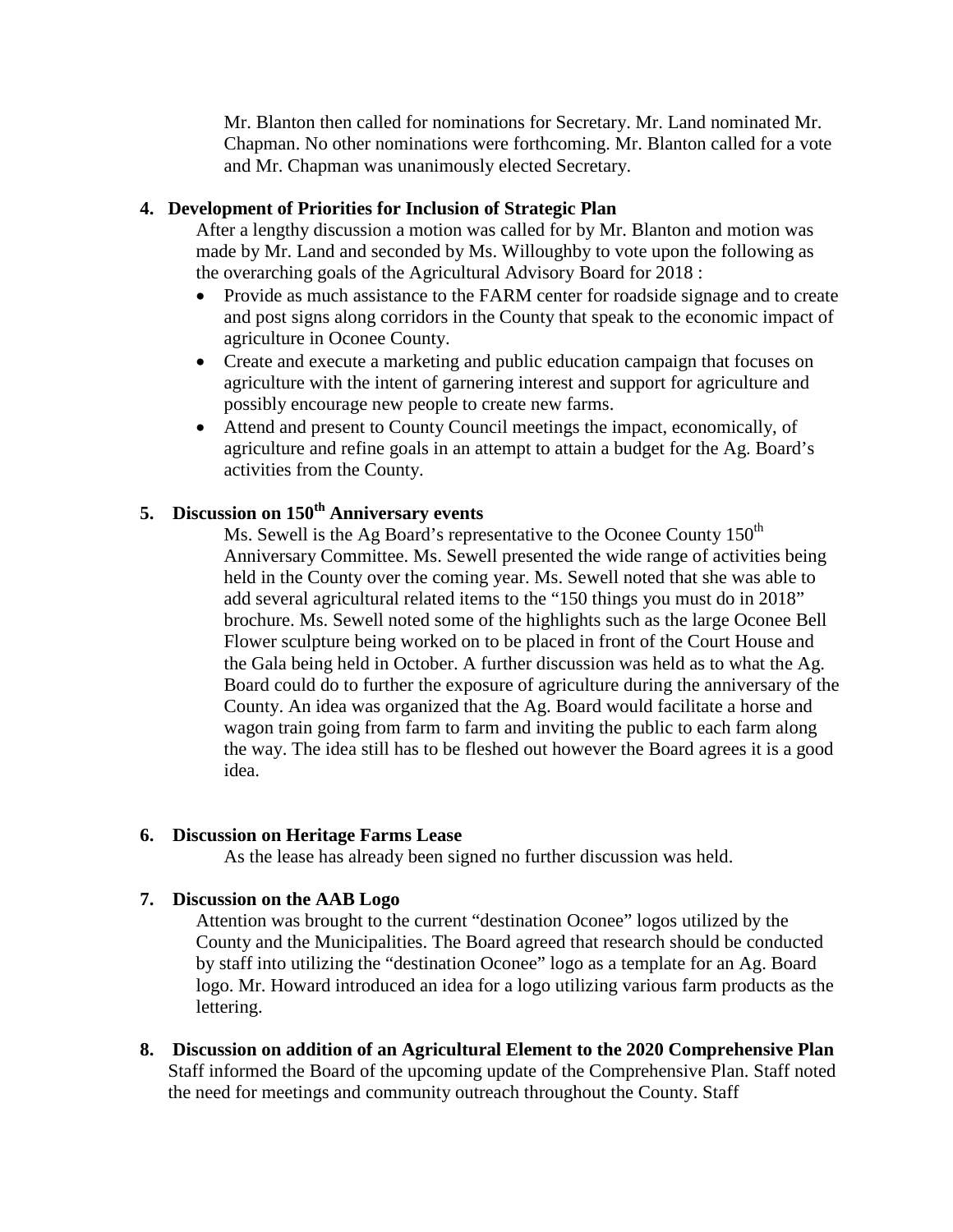Mr. Blanton then called for nominations for Secretary. Mr. Land nominated Mr. Chapman. No other nominations were forthcoming. Mr. Blanton called for a vote and Mr. Chapman was unanimously elected Secretary.

**4. Development of Priorities for Inclusion of Strategic Plan**

After a lengthy discussion a motion was called for by Mr. Blanton and motion was made by Mr. Land and seconded by Ms. Willoughby to vote upon the following as the overarching goals of the Agricultural Advisory Board for 2018 :

- Provide as much assistance to the FARM center for roadside signage and to create and post signs along corridors in the County that speak to the economic impact of agriculture in Oconee County.
- Create and execute a marketing and public education campaign that focuses on agriculture with the intent of garnering interest and support for agriculture and possibly encourage new people to create new farms.
- Attend and present to County Council meetings the impact, economically, of agriculture and refine goals in an attempt to attain a budget for the Ag. Board's activities from the County.

**5. Discussion on 150th Anniversary events**

Ms. Sewell is the Ag Board's representative to the Oconee County 150th Anniversary Committee. Ms. Sewell presented the wide range of activities being held in the County over the coming year. Ms. Sewell noted that she was able to add several agricultural related items to the "150 things you must do in 2018" brochure. Ms. Sewell noted some of the highlights such as the large Oconee Bell Flower sculpture being worked on to be placed in front of the Court House and the Gala being held in October. A further discussion was held as to what the Ag. Board could do to further the exposure of agriculture during the anniversary of the County. An idea was organized that the Ag. Board would facilitate a horse and wagon train going from farm to farm and inviting the public to each farm along the way. The idea still has to be fleshed out however the Board agrees it is a good idea.

**6. Discussion on Heritage Farms Lease**

As the lease has already been signed no further discussion was held.

**7. Discussion on the AAB Logo**

Attention was brought to the current "destination Oconee" logos utilized by the County and the Municipalities. The Board agreed that research should be conducted by staff into utilizing the "destination Oconee" logo as a template for an Ag. Board logo. Mr. Howard introduced an idea for a logo utilizing various farm products as the lettering.

**8. Discussion on addition of an Agricultural Element to the 2020 Comprehensive Plan**

Staff informed the Board of the upcoming update of the Comprehensive Plan. Staff noted the need for meetings and community outreach throughout the County. Staff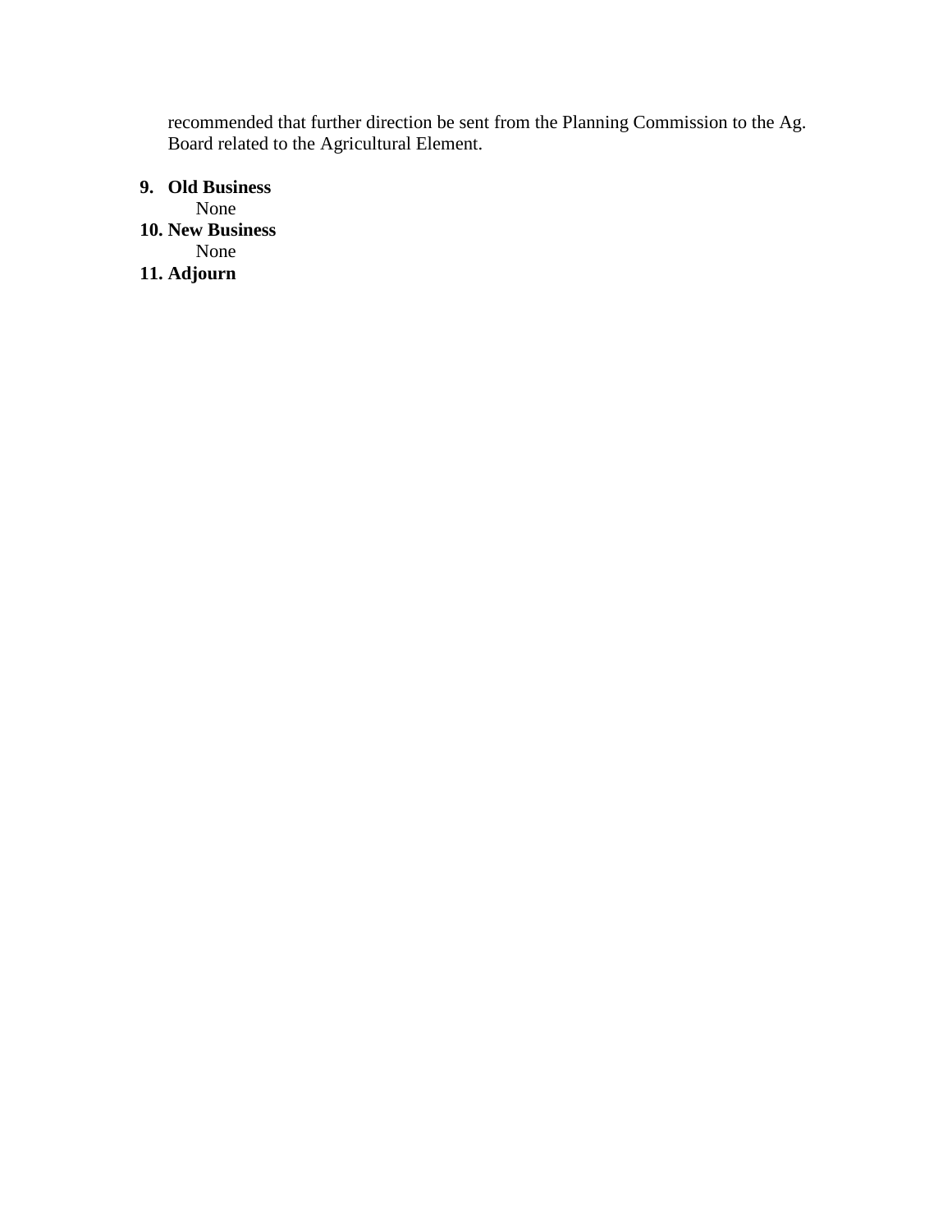recommended that further direction be sent from the Planning Commission to the Ag. Board related to the Agricultural Element.

9. **Old Business**

   None

10. **New Business**

    None

11. **Adjourn**